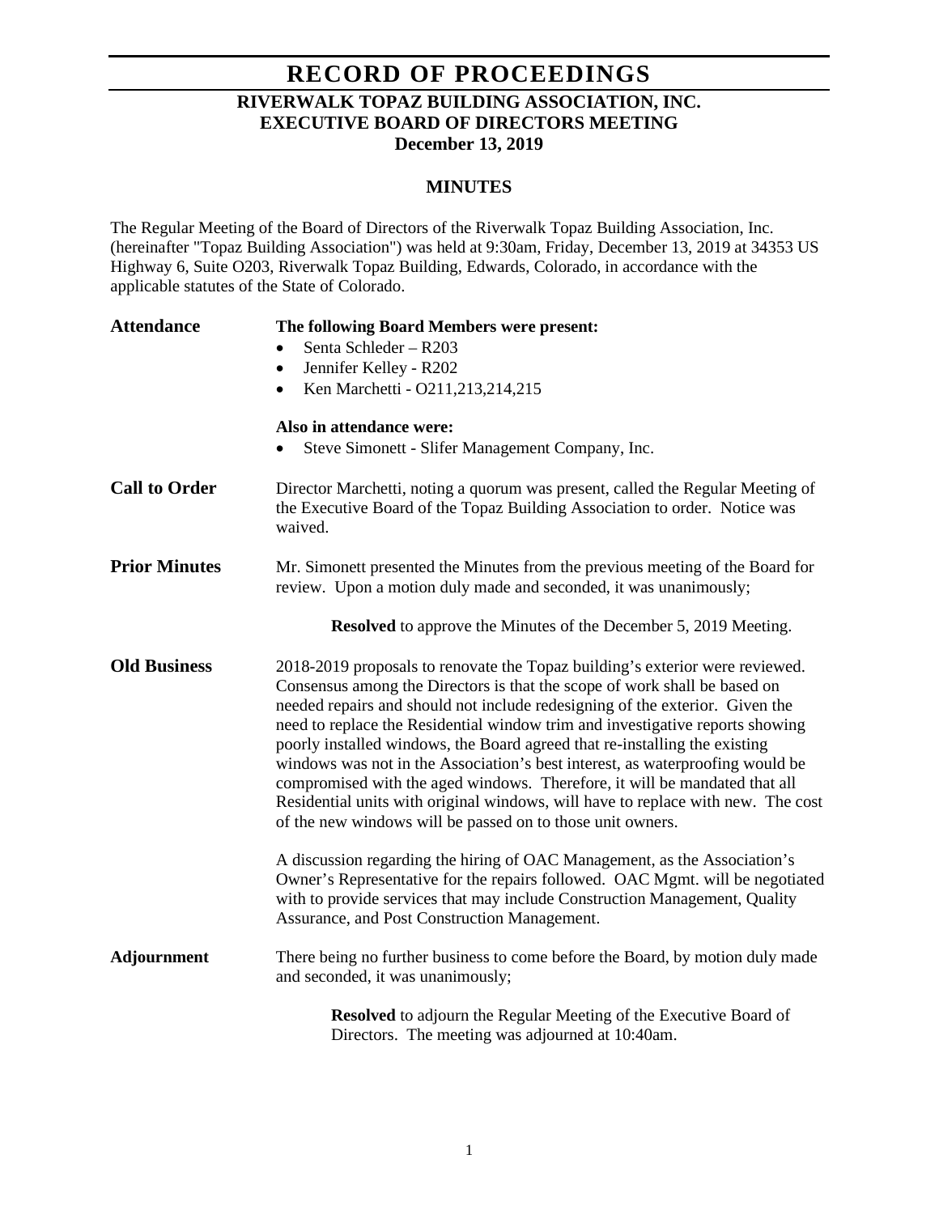# RECORD OF PROCEEDINGS

## RIVERWALK TOPAZ BUILDING ASSOCIATION, INC.
## EXECUTIVE BOARD OF DIRECTORS MEETING
## December 13, 2019

### MINUTES

The Regular Meeting of the Board of Directors of the Riverwalk Topaz Building Association, Inc. (hereinafter "Topaz Building Association") was held at 9:30am, Friday, December 13, 2019 at 34353 US Highway 6, Suite O203, Riverwalk Topaz Building, Edwards, Colorado, in accordance with the applicable statutes of the State of Colorado.

**Attendance**

**The following Board Members were present:**

- Senta Schleder – R203
- Jennifer Kelley - R202
- Ken Marchetti - O211,213,214,215

**Also in attendance were:**

- Steve Simonett - Slifer Management Company, Inc.

**Call to Order**

Director Marchetti, noting a quorum was present, called the Regular Meeting of the Executive Board of the Topaz Building Association to order. Notice was waived.

**Prior Minutes**

Mr. Simonett presented the Minutes from the previous meeting of the Board for review. Upon a motion duly made and seconded, it was unanimously;

> **Resolved** to approve the Minutes of the December 5, 2019 Meeting.

**Old Business**

2018-2019 proposals to renovate the Topaz building's exterior were reviewed. Consensus among the Directors is that the scope of work shall be based on needed repairs and should not include redesigning of the exterior. Given the need to replace the Residential window trim and investigative reports showing poorly installed windows, the Board agreed that re-installing the existing windows was not in the Association's best interest, as waterproofing would be compromised with the aged windows. Therefore, it will be mandated that all Residential units with original windows, will have to replace with new. The cost of the new windows will be passed on to those unit owners.

A discussion regarding the hiring of OAC Management, as the Association's Owner's Representative for the repairs followed. OAC Mgmt. will be negotiated with to provide services that may include Construction Management, Quality Assurance, and Post Construction Management.

**Adjournment**

There being no further business to come before the Board, by motion duly made and seconded, it was unanimously;

> **Resolved** to adjourn the Regular Meeting of the Executive Board of Directors. The meeting was adjourned at 10:40am.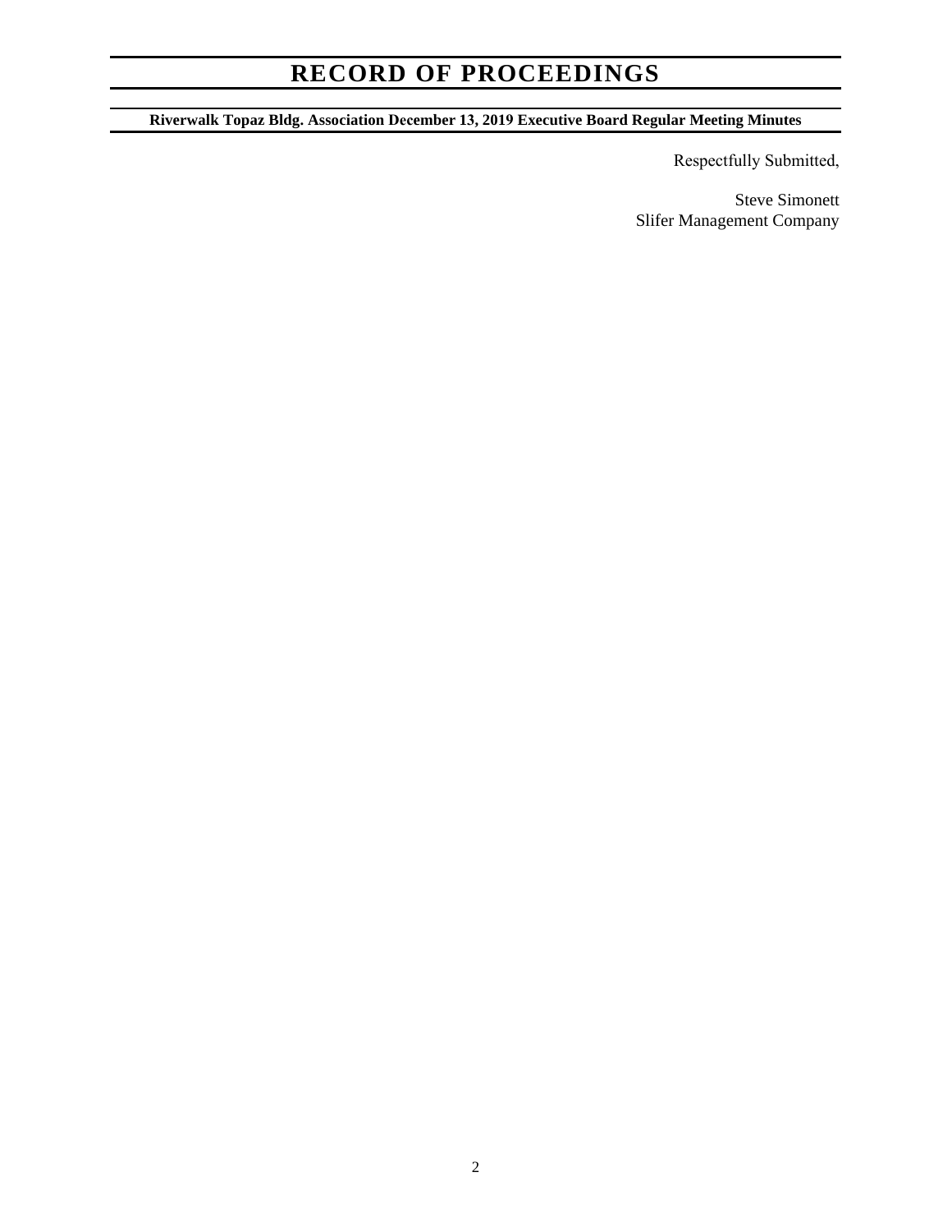Respectfully Submitted,

Steve Simonett
Slifer Management Company